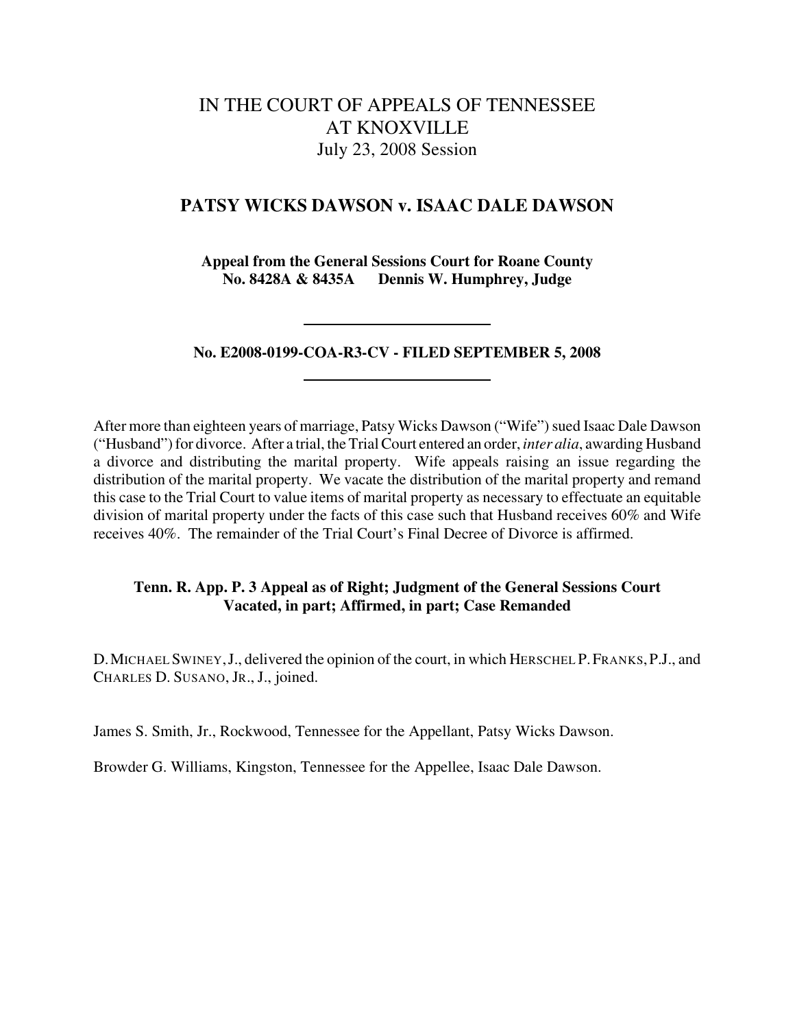# IN THE COURT OF APPEALS OF TENNESSEE
# AT KNOXVILLE
July 23, 2008 Session

## PATSY WICKS DAWSON v. ISAAC DALE DAWSON

**Appeal from the General Sessions Court for Roane County**
**No. 8428A & 8435A Dennis W. Humphrey, Judge**

---

**No. E2008-0199-COA-R3-CV - FILED SEPTEMBER 5, 2008**

---

After more than eighteen years of marriage, Patsy Wicks Dawson ("Wife") sued Isaac Dale Dawson ("Husband") for divorce. After a trial, the Trial Court entered an order, *inter alia*, awarding Husband a divorce and distributing the marital property. Wife appeals raising an issue regarding the distribution of the marital property. We vacate the distribution of the marital property and remand this case to the Trial Court to value items of marital property as necessary to effectuate an equitable division of marital property under the facts of this case such that Husband receives 60% and Wife receives 40%. The remainder of the Trial Court's Final Decree of Divorce is affirmed.

**Tenn. R. App. P. 3 Appeal as of Right; Judgment of the General Sessions Court Vacated, in part; Affirmed, in part; Case Remanded**

D. MICHAEL SWINEY, J., delivered the opinion of the court, in which HERSCHEL P. FRANKS, P.J., and CHARLES D. SUSANO, JR., J., joined.

James S. Smith, Jr., Rockwood, Tennessee for the Appellant, Patsy Wicks Dawson.

Browder G. Williams, Kingston, Tennessee for the Appellee, Isaac Dale Dawson.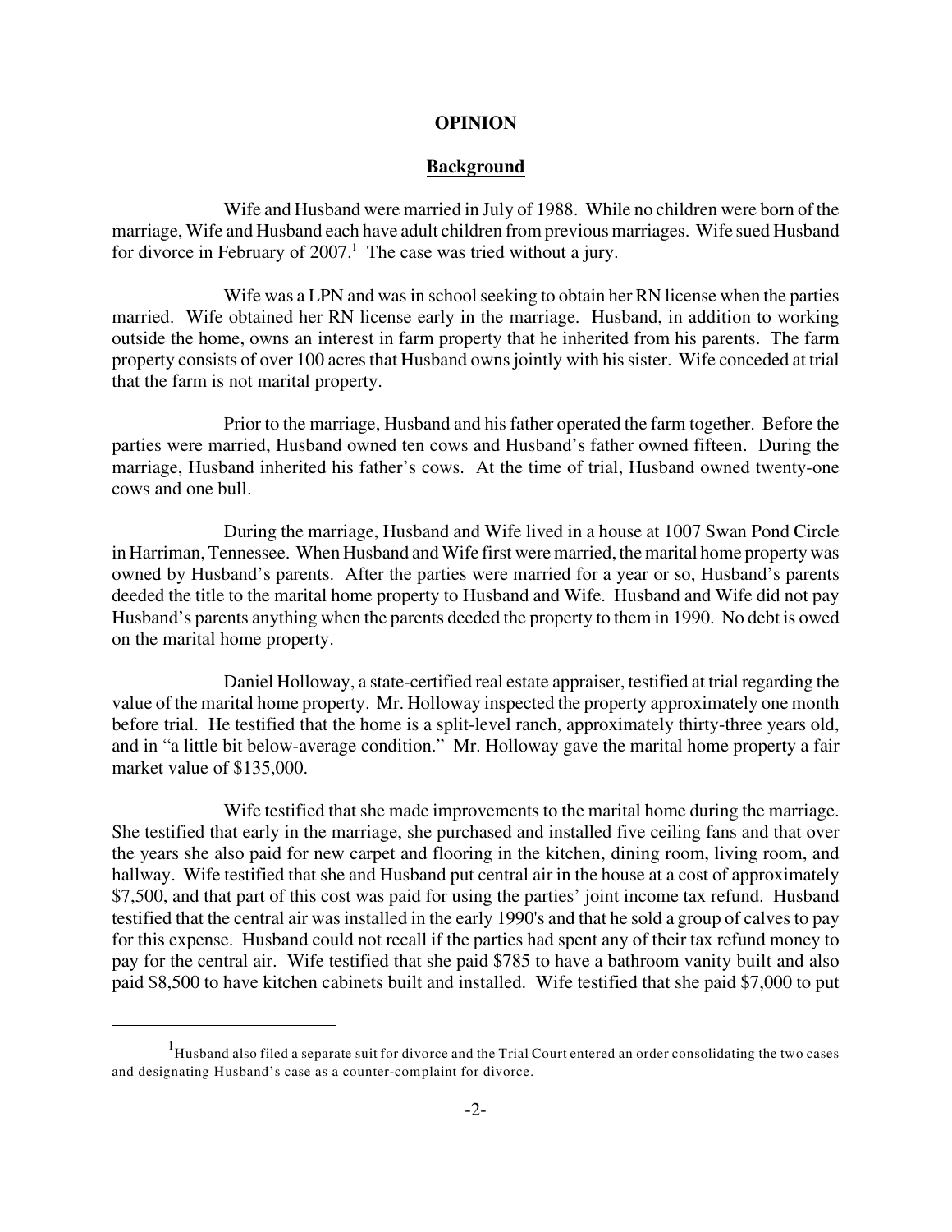# OPINION

## Background

Wife and Husband were married in July of 1988. While no children were born of the marriage, Wife and Husband each have adult children from previous marriages. Wife sued Husband for divorce in February of 2007.[1] The case was tried without a jury.

Wife was a LPN and was in school seeking to obtain her RN license when the parties married. Wife obtained her RN license early in the marriage. Husband, in addition to working outside the home, owns an interest in farm property that he inherited from his parents. The farm property consists of over 100 acres that Husband owns jointly with his sister. Wife conceded at trial that the farm is not marital property.

Prior to the marriage, Husband and his father operated the farm together. Before the parties were married, Husband owned ten cows and Husband's father owned fifteen. During the marriage, Husband inherited his father's cows. At the time of trial, Husband owned twenty-one cows and one bull.

During the marriage, Husband and Wife lived in a house at 1007 Swan Pond Circle in Harriman, Tennessee. When Husband and Wife first were married, the marital home property was owned by Husband's parents. After the parties were married for a year or so, Husband's parents deeded the title to the marital home property to Husband and Wife. Husband and Wife did not pay Husband's parents anything when the parents deeded the property to them in 1990. No debt is owed on the marital home property.

Daniel Holloway, a state-certified real estate appraiser, testified at trial regarding the value of the marital home property. Mr. Holloway inspected the property approximately one month before trial. He testified that the home is a split-level ranch, approximately thirty-three years old, and in "a little bit below-average condition." Mr. Holloway gave the marital home property a fair market value of $135,000.

Wife testified that she made improvements to the marital home during the marriage. She testified that early in the marriage, she purchased and installed five ceiling fans and that over the years she also paid for new carpet and flooring in the kitchen, dining room, living room, and hallway. Wife testified that she and Husband put central air in the house at a cost of approximately $7,500, and that part of this cost was paid for using the parties' joint income tax refund. Husband testified that the central air was installed in the early 1990's and that he sold a group of calves to pay for this expense. Husband could not recall if the parties had spent any of their tax refund money to pay for the central air. Wife testified that she paid $785 to have a bathroom vanity built and also paid $8,500 to have kitchen cabinets built and installed. Wife testified that she paid $7,000 to put

---

[1] Husband also filed a separate suit for divorce and the Trial Court entered an order consolidating the two cases and designating Husband's case as a counter-complaint for divorce.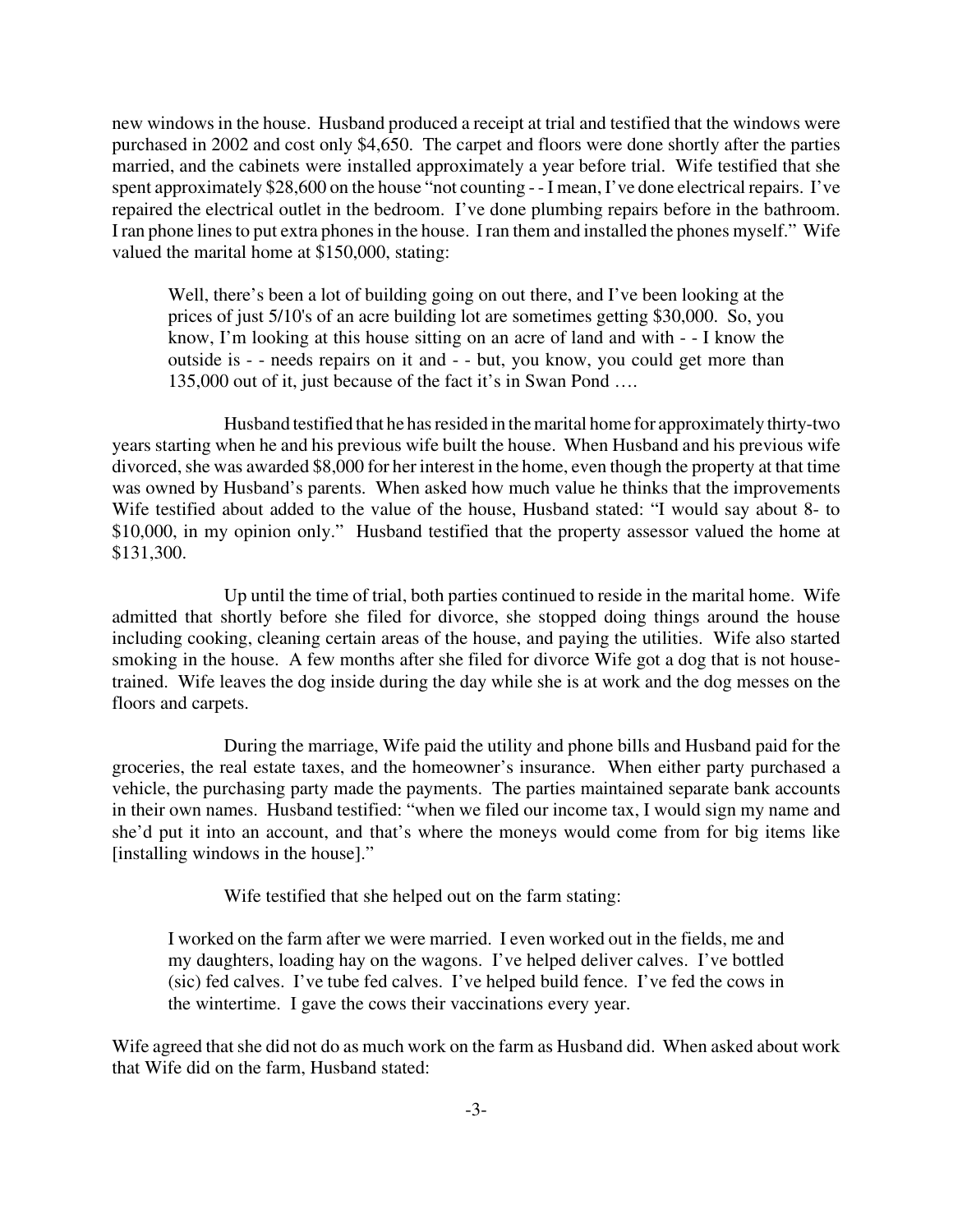new windows in the house. Husband produced a receipt at trial and testified that the windows were purchased in 2002 and cost only $4,650. The carpet and floors were done shortly after the parties married, and the cabinets were installed approximately a year before trial. Wife testified that she spent approximately $28,600 on the house "not counting - - I mean, I've done electrical repairs. I've repaired the electrical outlet in the bedroom. I've done plumbing repairs before in the bathroom. I ran phone lines to put extra phones in the house. I ran them and installed the phones myself." Wife valued the marital home at $150,000, stating:

> Well, there's been a lot of building going on out there, and I've been looking at the prices of just 5/10's of an acre building lot are sometimes getting $30,000. So, you know, I'm looking at this house sitting on an acre of land and with - - I know the outside is - - needs repairs on it and - - but, you know, you could get more than 135,000 out of it, just because of the fact it's in Swan Pond ….

Husband testified that he has resided in the marital home for approximately thirty-two years starting when he and his previous wife built the house. When Husband and his previous wife divorced, she was awarded $8,000 for her interest in the home, even though the property at that time was owned by Husband's parents. When asked how much value he thinks that the improvements Wife testified about added to the value of the house, Husband stated: "I would say about 8- to $10,000, in my opinion only." Husband testified that the property assessor valued the home at $131,300.

Up until the time of trial, both parties continued to reside in the marital home. Wife admitted that shortly before she filed for divorce, she stopped doing things around the house including cooking, cleaning certain areas of the house, and paying the utilities. Wife also started smoking in the house. A few months after she filed for divorce Wife got a dog that is not house-trained. Wife leaves the dog inside during the day while she is at work and the dog messes on the floors and carpets.

During the marriage, Wife paid the utility and phone bills and Husband paid for the groceries, the real estate taxes, and the homeowner's insurance. When either party purchased a vehicle, the purchasing party made the payments. The parties maintained separate bank accounts in their own names. Husband testified: "when we filed our income tax, I would sign my name and she'd put it into an account, and that's where the moneys would come from for big items like [installing windows in the house]."

Wife testified that she helped out on the farm stating:

> I worked on the farm after we were married. I even worked out in the fields, me and my daughters, loading hay on the wagons. I've helped deliver calves. I've bottled (sic) fed calves. I've tube fed calves. I've helped build fence. I've fed the cows in the wintertime. I gave the cows their vaccinations every year.

Wife agreed that she did not do as much work on the farm as Husband did. When asked about work that Wife did on the farm, Husband stated: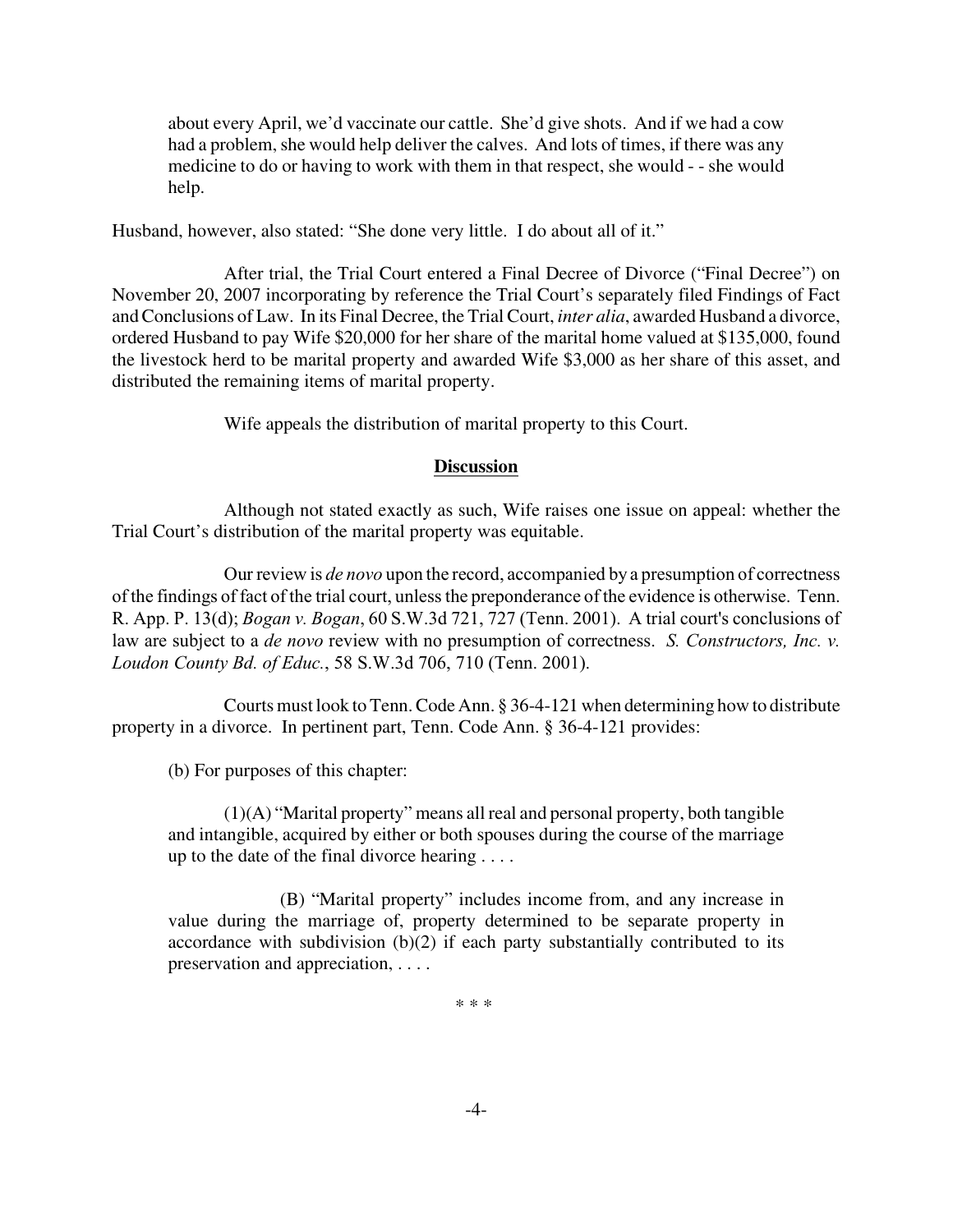> about every April, we'd vaccinate our cattle. She'd give shots. And if we had a cow had a problem, she would help deliver the calves. And lots of times, if there was any medicine to do or having to work with them in that respect, she would - - she would help.

Husband, however, also stated: "She done very little. I do about all of it."

After trial, the Trial Court entered a Final Decree of Divorce ("Final Decree") on November 20, 2007 incorporating by reference the Trial Court's separately filed Findings of Fact and Conclusions of Law. In its Final Decree, the Trial Court, *inter alia*, awarded Husband a divorce, ordered Husband to pay Wife $20,000 for her share of the marital home valued at $135,000, found the livestock herd to be marital property and awarded Wife $3,000 as her share of this asset, and distributed the remaining items of marital property.

Wife appeals the distribution of marital property to this Court.

## Discussion

Although not stated exactly as such, Wife raises one issue on appeal: whether the Trial Court's distribution of the marital property was equitable.

Our review is *de novo* upon the record, accompanied by a presumption of correctness of the findings of fact of the trial court, unless the preponderance of the evidence is otherwise. Tenn. R. App. P. 13(d); *Bogan v. Bogan*, 60 S.W.3d 721, 727 (Tenn. 2001). A trial court's conclusions of law are subject to a *de novo* review with no presumption of correctness. *S. Constructors, Inc. v. Loudon County Bd. of Educ.*, 58 S.W.3d 706, 710 (Tenn. 2001).

Courts must look to Tenn. Code Ann. § 36-4-121 when determining how to distribute property in a divorce. In pertinent part, Tenn. Code Ann. § 36-4-121 provides:

> (b) For purposes of this chapter:
>
> (1)(A) "Marital property" means all real and personal property, both tangible and intangible, acquired by either or both spouses during the course of the marriage up to the date of the final divorce hearing . . . .
>
> (B) "Marital property" includes income from, and any increase in value during the marriage of, property determined to be separate property in accordance with subdivision (b)(2) if each party substantially contributed to its preservation and appreciation, . . . .
>
> * * *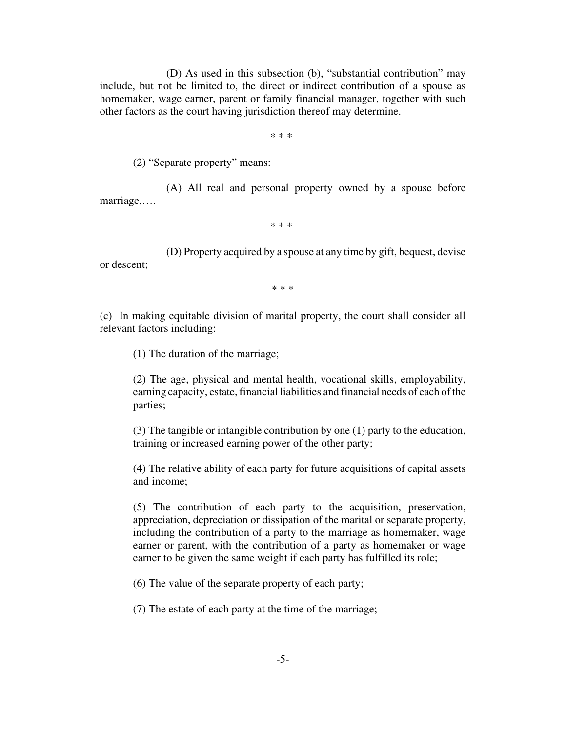(D) As used in this subsection (b), "substantial contribution" may include, but not be limited to, the direct or indirect contribution of a spouse as homemaker, wage earner, parent or family financial manager, together with such other factors as the court having jurisdiction thereof may determine.

\* \* \*

(2) "Separate property" means:

(A) All real and personal property owned by a spouse before marriage,….

\* \* \*

(D) Property acquired by a spouse at any time by gift, bequest, devise or descent;

\* \* \*

(c) In making equitable division of marital property, the court shall consider all relevant factors including:

(1) The duration of the marriage;

(2) The age, physical and mental health, vocational skills, employability, earning capacity, estate, financial liabilities and financial needs of each of the parties;

(3) The tangible or intangible contribution by one (1) party to the education, training or increased earning power of the other party;

(4) The relative ability of each party for future acquisitions of capital assets and income;

(5) The contribution of each party to the acquisition, preservation, appreciation, depreciation or dissipation of the marital or separate property, including the contribution of a party to the marriage as homemaker, wage earner or parent, with the contribution of a party as homemaker or wage earner to be given the same weight if each party has fulfilled its role;

(6) The value of the separate property of each party;

(7) The estate of each party at the time of the marriage;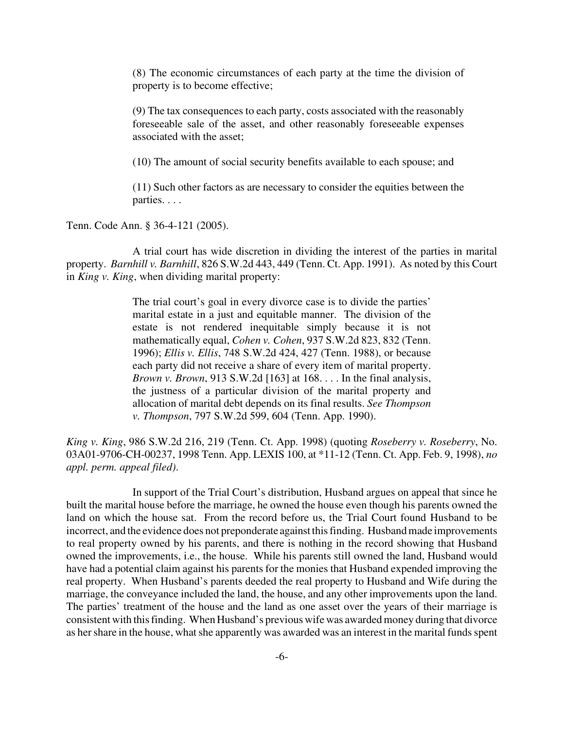> (8) The economic circumstances of each party at the time the division of property is to become effective;
>
> (9) The tax consequences to each party, costs associated with the reasonably foreseeable sale of the asset, and other reasonably foreseeable expenses associated with the asset;
>
> (10) The amount of social security benefits available to each spouse; and
>
> (11) Such other factors as are necessary to consider the equities between the parties. . . .

Tenn. Code Ann. § 36-4-121 (2005).

A trial court has wide discretion in dividing the interest of the parties in marital property. *Barnhill v. Barnhill*, 826 S.W.2d 443, 449 (Tenn. Ct. App. 1991). As noted by this Court in *King v. King*, when dividing marital property:

> The trial court's goal in every divorce case is to divide the parties' marital estate in a just and equitable manner. The division of the estate is not rendered inequitable simply because it is not mathematically equal, *Cohen v. Cohen*, 937 S.W.2d 823, 832 (Tenn. 1996); *Ellis v. Ellis*, 748 S.W.2d 424, 427 (Tenn. 1988), or because each party did not receive a share of every item of marital property. *Brown v. Brown*, 913 S.W.2d [163] at 168. . . . In the final analysis, the justness of a particular division of the marital property and allocation of marital debt depends on its final results. *See Thompson v. Thompson*, 797 S.W.2d 599, 604 (Tenn. App. 1990).

*King v. King*, 986 S.W.2d 216, 219 (Tenn. Ct. App. 1998) (quoting *Roseberry v. Roseberry*, No. 03A01-9706-CH-00237, 1998 Tenn. App. LEXIS 100, at *11-12 (Tenn. Ct. App. Feb. 9, 1998), *no appl. perm. appeal filed)*.

In support of the Trial Court's distribution, Husband argues on appeal that since he built the marital house before the marriage, he owned the house even though his parents owned the land on which the house sat. From the record before us, the Trial Court found Husband to be incorrect, and the evidence does not preponderate against this finding. Husband made improvements to real property owned by his parents, and there is nothing in the record showing that Husband owned the improvements, i.e., the house. While his parents still owned the land, Husband would have had a potential claim against his parents for the monies that Husband expended improving the real property. When Husband's parents deeded the real property to Husband and Wife during the marriage, the conveyance included the land, the house, and any other improvements upon the land. The parties' treatment of the house and the land as one asset over the years of their marriage is consistent with this finding. When Husband's previous wife was awarded money during that divorce as her share in the house, what she apparently was awarded was an interest in the marital funds spent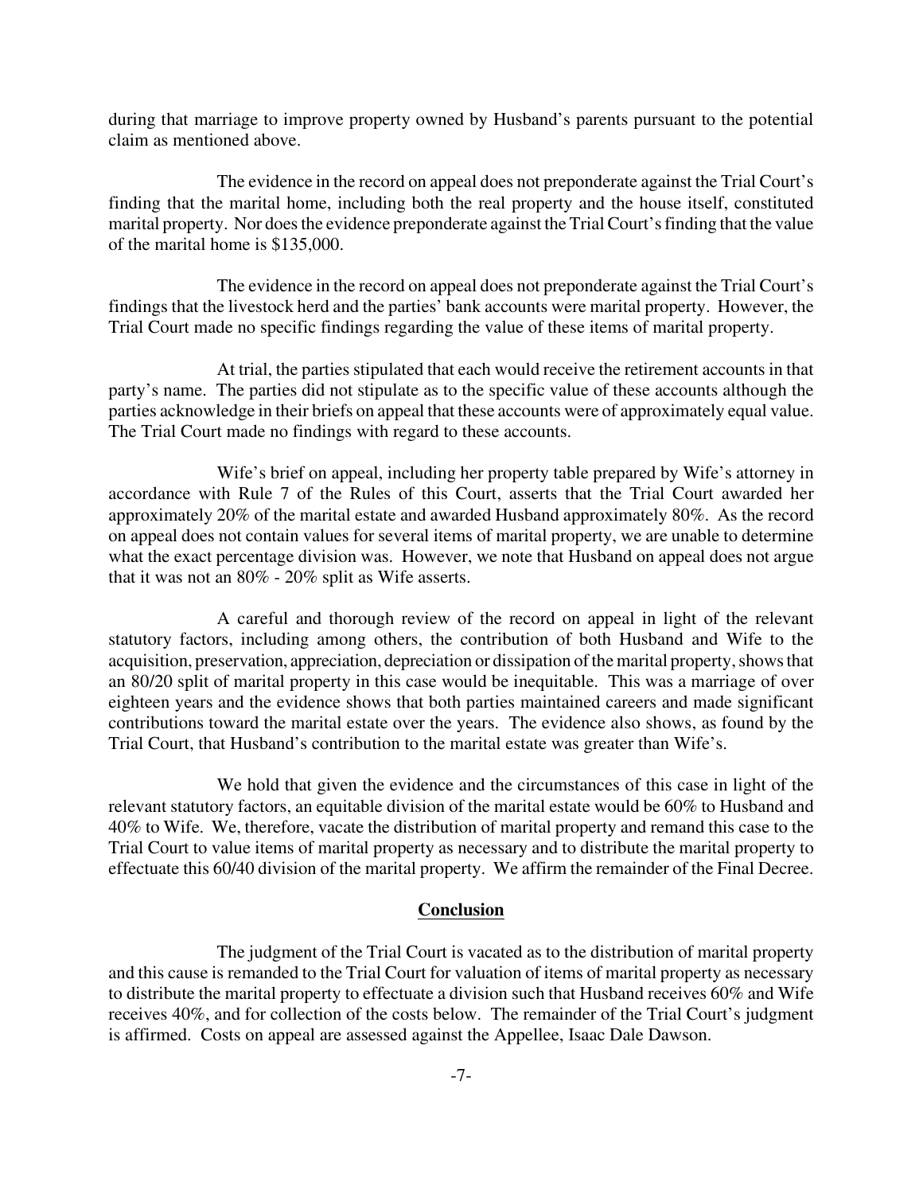during that marriage to improve property owned by Husband's parents pursuant to the potential claim as mentioned above.

The evidence in the record on appeal does not preponderate against the Trial Court's finding that the marital home, including both the real property and the house itself, constituted marital property. Nor does the evidence preponderate against the Trial Court's finding that the value of the marital home is $135,000.

The evidence in the record on appeal does not preponderate against the Trial Court's findings that the livestock herd and the parties' bank accounts were marital property. However, the Trial Court made no specific findings regarding the value of these items of marital property.

At trial, the parties stipulated that each would receive the retirement accounts in that party's name. The parties did not stipulate as to the specific value of these accounts although the parties acknowledge in their briefs on appeal that these accounts were of approximately equal value. The Trial Court made no findings with regard to these accounts.

Wife's brief on appeal, including her property table prepared by Wife's attorney in accordance with Rule 7 of the Rules of this Court, asserts that the Trial Court awarded her approximately 20% of the marital estate and awarded Husband approximately 80%. As the record on appeal does not contain values for several items of marital property, we are unable to determine what the exact percentage division was. However, we note that Husband on appeal does not argue that it was not an 80% - 20% split as Wife asserts.

A careful and thorough review of the record on appeal in light of the relevant statutory factors, including among others, the contribution of both Husband and Wife to the acquisition, preservation, appreciation, depreciation or dissipation of the marital property, shows that an 80/20 split of marital property in this case would be inequitable. This was a marriage of over eighteen years and the evidence shows that both parties maintained careers and made significant contributions toward the marital estate over the years. The evidence also shows, as found by the Trial Court, that Husband's contribution to the marital estate was greater than Wife's.

We hold that given the evidence and the circumstances of this case in light of the relevant statutory factors, an equitable division of the marital estate would be 60% to Husband and 40% to Wife. We, therefore, vacate the distribution of marital property and remand this case to the Trial Court to value items of marital property as necessary and to distribute the marital property to effectuate this 60/40 division of the marital property. We affirm the remainder of the Final Decree.

## Conclusion

The judgment of the Trial Court is vacated as to the distribution of marital property and this cause is remanded to the Trial Court for valuation of items of marital property as necessary to distribute the marital property to effectuate a division such that Husband receives 60% and Wife receives 40%, and for collection of the costs below. The remainder of the Trial Court's judgment is affirmed. Costs on appeal are assessed against the Appellee, Isaac Dale Dawson.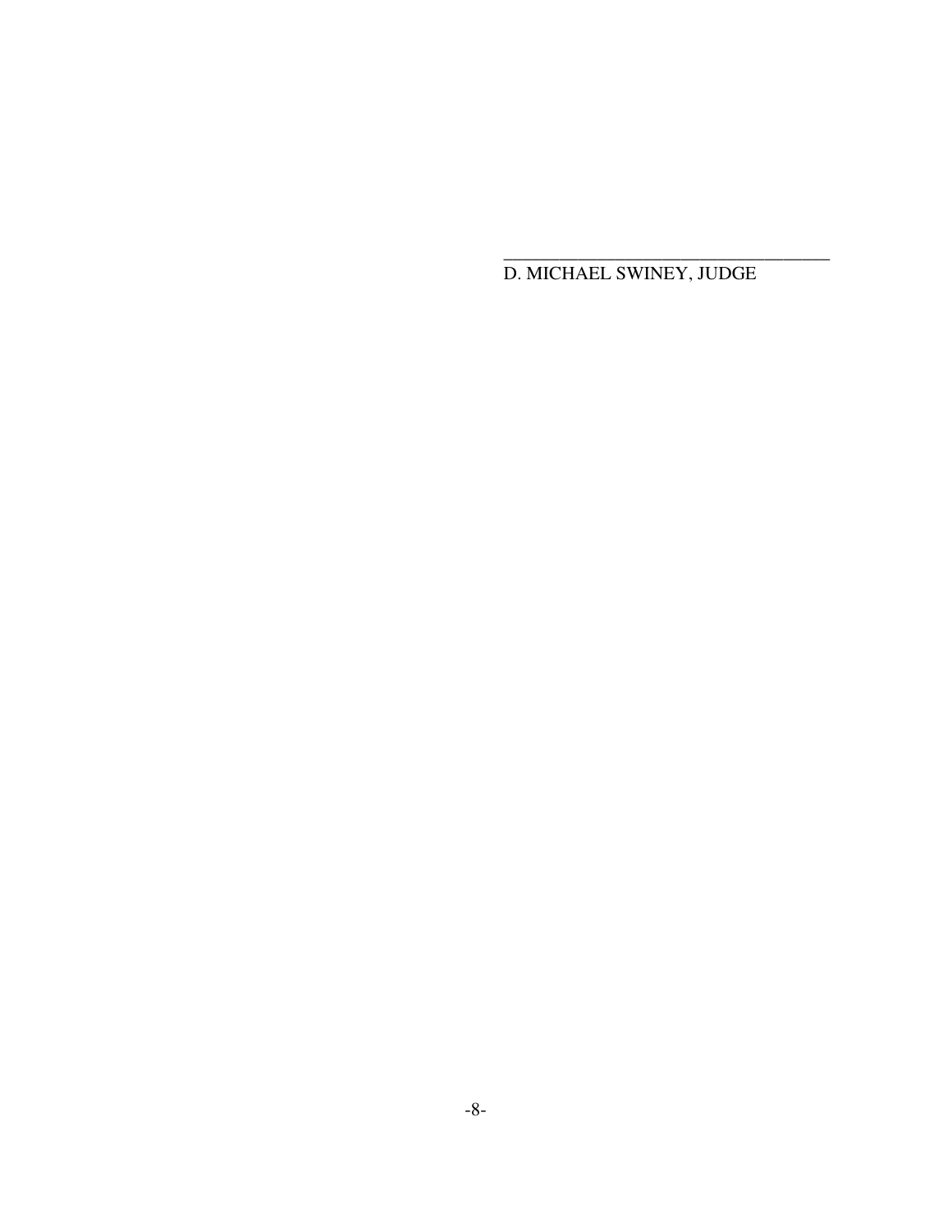\_\_\_\_\_\_\_\_\_\_\_\_\_\_\_\_\_\_\_\_\_\_\_\_\_\_\_\_\_\_\_\_\_\_\_\_\_\_\_\_

D. MICHAEL SWINEY, JUDGE